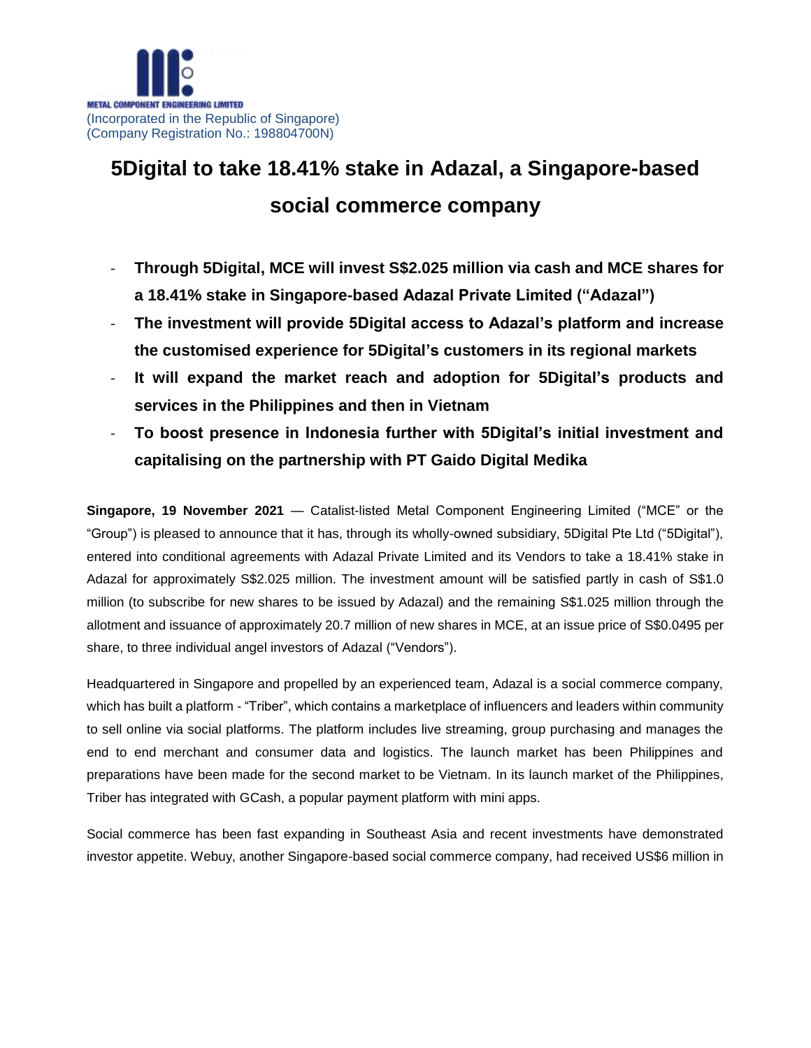METAL COMPONENT ENGINEERING LIMITED
(Incorporated in the Republic of Singapore)
(Company Registration No.: 198804700N)

# 5Digital to take 18.41% stake in Adazal, a Singapore-based social commerce company

- **Through 5Digital, MCE will invest S$2.025 million via cash and MCE shares for a 18.41% stake in Singapore-based Adazal Private Limited ("Adazal")**
- **The investment will provide 5Digital access to Adazal's platform and increase the customised experience for 5Digital's customers in its regional markets**
- **It will expand the market reach and adoption for 5Digital's products and services in the Philippines and then in Vietnam**
- **To boost presence in Indonesia further with 5Digital's initial investment and capitalising on the partnership with PT Gaido Digital Medika**

**Singapore, 19 November 2021** — Catalist-listed Metal Component Engineering Limited ("MCE" or the "Group") is pleased to announce that it has, through its wholly-owned subsidiary, 5Digital Pte Ltd ("5Digital"), entered into conditional agreements with Adazal Private Limited and its Vendors to take a 18.41% stake in Adazal for approximately S$2.025 million. The investment amount will be satisfied partly in cash of S$1.0 million (to subscribe for new shares to be issued by Adazal) and the remaining S$1.025 million through the allotment and issuance of approximately 20.7 million of new shares in MCE, at an issue price of S$0.0495 per share, to three individual angel investors of Adazal ("Vendors").

Headquartered in Singapore and propelled by an experienced team, Adazal is a social commerce company, which has built a platform - "Triber", which contains a marketplace of influencers and leaders within community to sell online via social platforms. The platform includes live streaming, group purchasing and manages the end to end merchant and consumer data and logistics. The launch market has been Philippines and preparations have been made for the second market to be Vietnam. In its launch market of the Philippines, Triber has integrated with GCash, a popular payment platform with mini apps.

Social commerce has been fast expanding in Southeast Asia and recent investments have demonstrated investor appetite. Webuy, another Singapore-based social commerce company, had received US$6 million in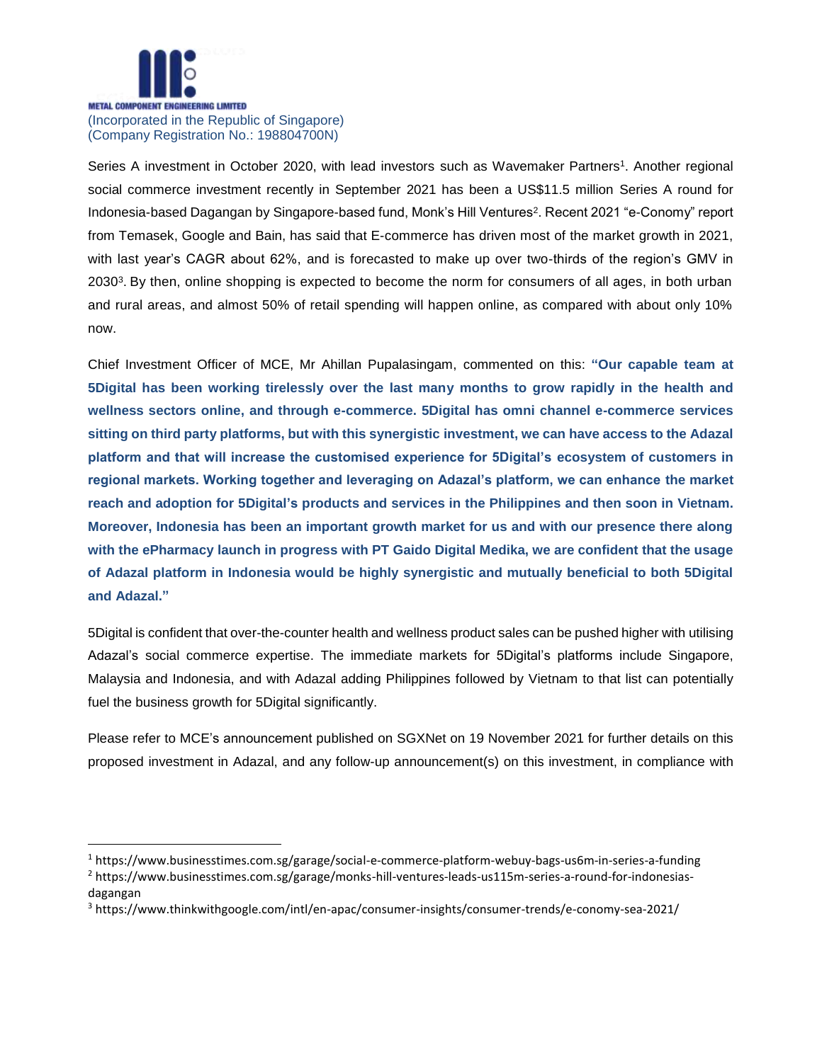METAL COMPONENT ENGINEERING LIMITED
(Incorporated in the Republic of Singapore)
(Company Registration No.: 198804700N)

Series A investment in October 2020, with lead investors such as Wavemaker Partners[1]. Another regional social commerce investment recently in September 2021 has been a US$11.5 million Series A round for Indonesia-based Dagangan by Singapore-based fund, Monk's Hill Ventures[2]. Recent 2021 "e-Conomy" report from Temasek, Google and Bain, has said that E-commerce has driven most of the market growth in 2021, with last year's CAGR about 62%, and is forecasted to make up over two-thirds of the region's GMV in 2030[3]. By then, online shopping is expected to become the norm for consumers of all ages, in both urban and rural areas, and almost 50% of retail spending will happen online, as compared with about only 10% now.

Chief Investment Officer of MCE, Mr Ahillan Pupalasingam, commented on this: **"Our capable team at 5Digital has been working tirelessly over the last many months to grow rapidly in the health and wellness sectors online, and through e-commerce. 5Digital has omni channel e-commerce services sitting on third party platforms, but with this synergistic investment, we can have access to the Adazal platform and that will increase the customised experience for 5Digital's ecosystem of customers in regional markets. Working together and leveraging on Adazal's platform, we can enhance the market reach and adoption for 5Digital's products and services in the Philippines and then soon in Vietnam. Moreover, Indonesia has been an important growth market for us and with our presence there along with the ePharmacy launch in progress with PT Gaido Digital Medika, we are confident that the usage of Adazal platform in Indonesia would be highly synergistic and mutually beneficial to both 5Digital and Adazal."**

5Digital is confident that over-the-counter health and wellness product sales can be pushed higher with utilising Adazal's social commerce expertise. The immediate markets for 5Digital's platforms include Singapore, Malaysia and Indonesia, and with Adazal adding Philippines followed by Vietnam to that list can potentially fuel the business growth for 5Digital significantly.

Please refer to MCE's announcement published on SGXNet on 19 November 2021 for further details on this proposed investment in Adazal, and any follow-up announcement(s) on this investment, in compliance with

---

[1] https://www.businesstimes.com.sg/garage/social-e-commerce-platform-webuy-bags-us6m-in-series-a-funding
[2] https://www.businesstimes.com.sg/garage/monks-hill-ventures-leads-us115m-series-a-round-for-indonesias-dagangan
[3] https://www.thinkwithgoogle.com/intl/en-apac/consumer-insights/consumer-trends/e-conomy-sea-2021/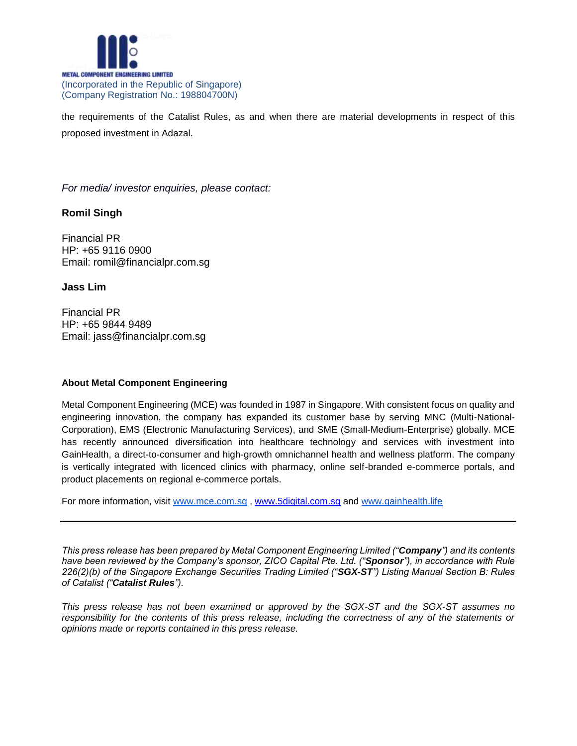METAL COMPONENT ENGINEERING LIMITED
(Incorporated in the Republic of Singapore)
(Company Registration No.: 198804700N)

the requirements of the Catalist Rules, as and when there are material developments in respect of this proposed investment in Adazal.

*For media/ investor enquiries, please contact:*

**Romil Singh**

Financial PR
HP: +65 9116 0900
Email: romil@financialpr.com.sg

**Jass Lim**

Financial PR
HP: +65 9844 9489
Email: jass@financialpr.com.sg

**About Metal Component Engineering**

Metal Component Engineering (MCE) was founded in 1987 in Singapore. With consistent focus on quality and engineering innovation, the company has expanded its customer base by serving MNC (Multi-National-Corporation), EMS (Electronic Manufacturing Services), and SME (Small-Medium-Enterprise) globally. MCE has recently announced diversification into healthcare technology and services with investment into GainHealth, a direct-to-consumer and high-growth omnichannel health and wellness platform. The company is vertically integrated with licenced clinics with pharmacy, online self-branded e-commerce portals, and product placements on regional e-commerce portals.

For more information, visit www.mce.com.sg , www.5digital.com.sg and www.gainhealth.life

---

*This press release has been prepared by Metal Component Engineering Limited ("**Company**") and its contents have been reviewed by the Company's sponsor, ZICO Capital Pte. Ltd. ("**Sponsor**"), in accordance with Rule 226(2)(b) of the Singapore Exchange Securities Trading Limited ("**SGX-ST**") Listing Manual Section B: Rules of Catalist ("**Catalist Rules**").*

*This press release has not been examined or approved by the SGX-ST and the SGX-ST assumes no responsibility for the contents of this press release, including the correctness of any of the statements or opinions made or reports contained in this press release.*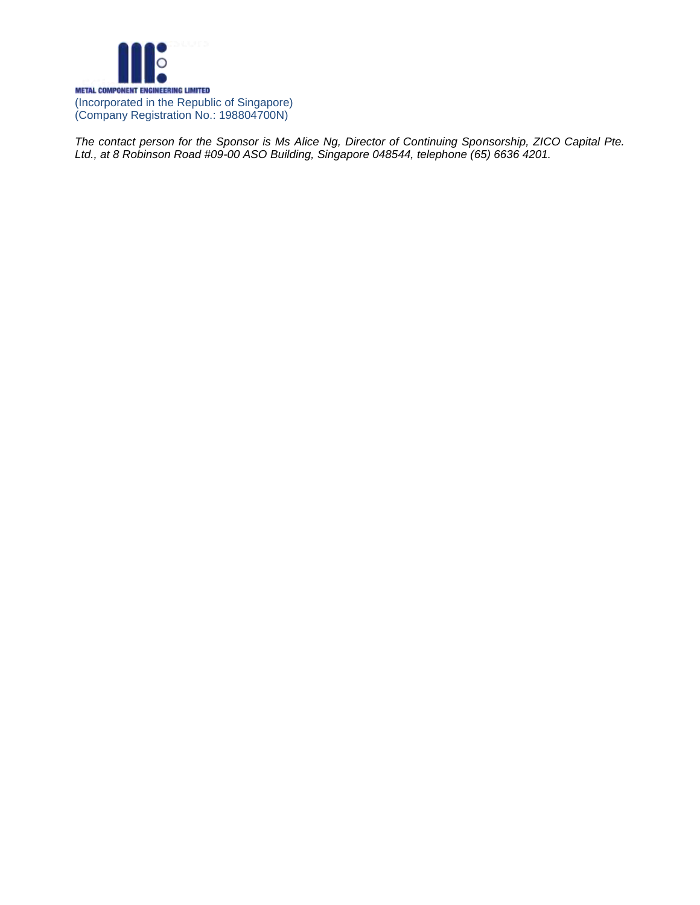METAL COMPONENT ENGINEERING LIMITED

(Incorporated in the Republic of Singapore)
(Company Registration No.: 198804700N)

*The contact person for the Sponsor is Ms Alice Ng, Director of Continuing Sponsorship, ZICO Capital Pte. Ltd., at 8 Robinson Road #09-00 ASO Building, Singapore 048544, telephone (65) 6636 4201.*